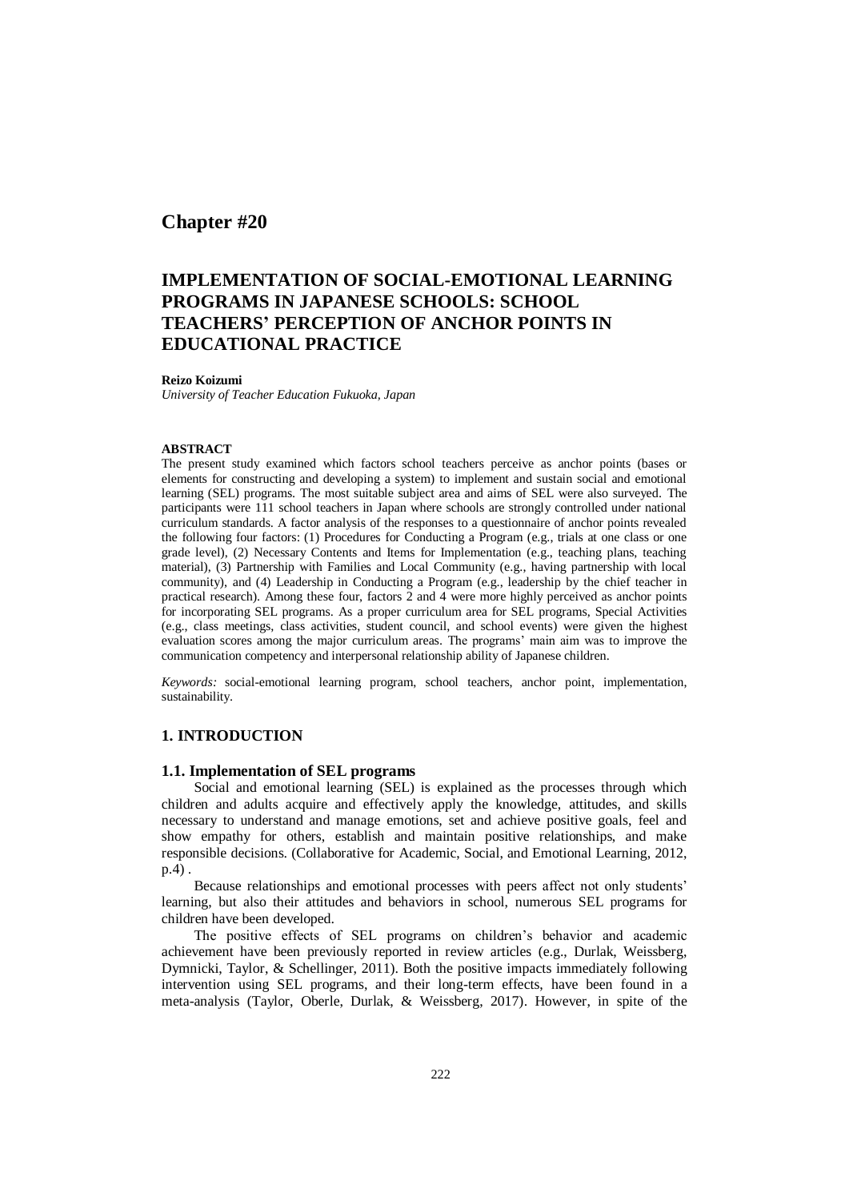# Chapter #20

# IMPLEMENTATION OF SOCIAL-EMOTIONAL LEARNING PROGRAMS IN JAPANESE SCHOOLS: SCHOOL TEACHERS' PERCEPTION OF ANCHOR POINTS IN EDUCATIONAL PRACTICE

**Reizo Koizumi**

*University of Teacher Education Fukuoka, Japan*

**ABSTRACT**

The present study examined which factors school teachers perceive as anchor points (bases or elements for constructing and developing a system) to implement and sustain social and emotional learning (SEL) programs. The most suitable subject area and aims of SEL were also surveyed. The participants were 111 school teachers in Japan where schools are strongly controlled under national curriculum standards. A factor analysis of the responses to a questionnaire of anchor points revealed the following four factors: (1) Procedures for Conducting a Program (e.g., trials at one class or one grade level), (2) Necessary Contents and Items for Implementation (e.g., teaching plans, teaching material), (3) Partnership with Families and Local Community (e.g., having partnership with local community), and (4) Leadership in Conducting a Program (e.g., leadership by the chief teacher in practical research). Among these four, factors 2 and 4 were more highly perceived as anchor points for incorporating SEL programs. As a proper curriculum area for SEL programs, Special Activities (e.g., class meetings, class activities, student council, and school events) were given the highest evaluation scores among the major curriculum areas. The programs' main aim was to improve the communication competency and interpersonal relationship ability of Japanese children.

*Keywords:* social-emotional learning program, school teachers, anchor point, implementation, sustainability.

## 1. INTRODUCTION

### 1.1. Implementation of SEL programs

Social and emotional learning (SEL) is explained as the processes through which children and adults acquire and effectively apply the knowledge, attitudes, and skills necessary to understand and manage emotions, set and achieve positive goals, feel and show empathy for others, establish and maintain positive relationships, and make responsible decisions. (Collaborative for Academic, Social, and Emotional Learning, 2012, p.4) .

Because relationships and emotional processes with peers affect not only students' learning, but also their attitudes and behaviors in school, numerous SEL programs for children have been developed.

The positive effects of SEL programs on children's behavior and academic achievement have been previously reported in review articles (e.g., Durlak, Weissberg, Dymnicki, Taylor, & Schellinger, 2011). Both the positive impacts immediately following intervention using SEL programs, and their long-term effects, have been found in a meta-analysis (Taylor, Oberle, Durlak, & Weissberg, 2017). However, in spite of the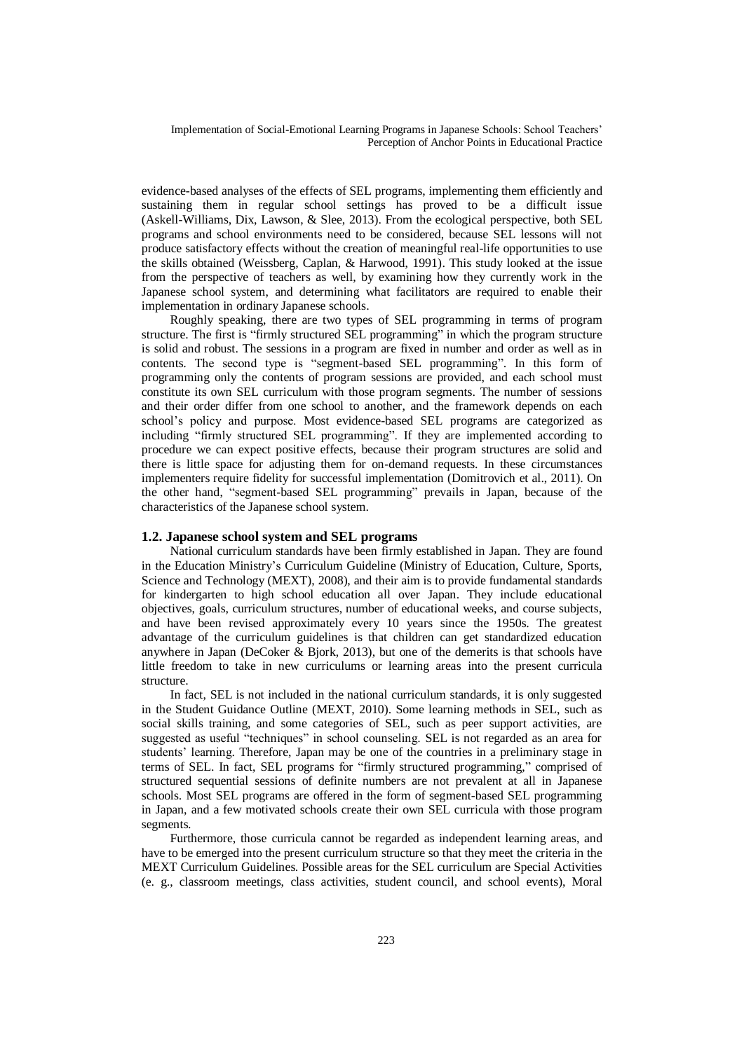evidence-based analyses of the effects of SEL programs, implementing them efficiently and sustaining them in regular school settings has proved to be a difficult issue (Askell-Williams, Dix, Lawson, & Slee, 2013). From the ecological perspective, both SEL programs and school environments need to be considered, because SEL lessons will not produce satisfactory effects without the creation of meaningful real-life opportunities to use the skills obtained (Weissberg, Caplan, & Harwood, 1991). This study looked at the issue from the perspective of teachers as well, by examining how they currently work in the Japanese school system, and determining what facilitators are required to enable their implementation in ordinary Japanese schools.

Roughly speaking, there are two types of SEL programming in terms of program structure. The first is "firmly structured SEL programming" in which the program structure is solid and robust. The sessions in a program are fixed in number and order as well as in contents. The second type is "segment-based SEL programming". In this form of programming only the contents of program sessions are provided, and each school must constitute its own SEL curriculum with those program segments. The number of sessions and their order differ from one school to another, and the framework depends on each school's policy and purpose. Most evidence-based SEL programs are categorized as including "firmly structured SEL programming". If they are implemented according to procedure we can expect positive effects, because their program structures are solid and there is little space for adjusting them for on-demand requests. In these circumstances implementers require fidelity for successful implementation (Domitrovich et al., 2011). On the other hand, "segment-based SEL programming" prevails in Japan, because of the characteristics of the Japanese school system.

### 1.2. Japanese school system and SEL programs

National curriculum standards have been firmly established in Japan. They are found in the Education Ministry's Curriculum Guideline (Ministry of Education, Culture, Sports, Science and Technology (MEXT), 2008), and their aim is to provide fundamental standards for kindergarten to high school education all over Japan. They include educational objectives, goals, curriculum structures, number of educational weeks, and course subjects, and have been revised approximately every 10 years since the 1950s. The greatest advantage of the curriculum guidelines is that children can get standardized education anywhere in Japan (DeCoker & Bjork, 2013), but one of the demerits is that schools have little freedom to take in new curriculums or learning areas into the present curricula structure.

In fact, SEL is not included in the national curriculum standards, it is only suggested in the Student Guidance Outline (MEXT, 2010). Some learning methods in SEL, such as social skills training, and some categories of SEL, such as peer support activities, are suggested as useful "techniques" in school counseling. SEL is not regarded as an area for students' learning. Therefore, Japan may be one of the countries in a preliminary stage in terms of SEL. In fact, SEL programs for "firmly structured programming," comprised of structured sequential sessions of definite numbers are not prevalent at all in Japanese schools. Most SEL programs are offered in the form of segment-based SEL programming in Japan, and a few motivated schools create their own SEL curricula with those program segments.

Furthermore, those curricula cannot be regarded as independent learning areas, and have to be emerged into the present curriculum structure so that they meet the criteria in the MEXT Curriculum Guidelines. Possible areas for the SEL curriculum are Special Activities (e. g., classroom meetings, class activities, student council, and school events), Moral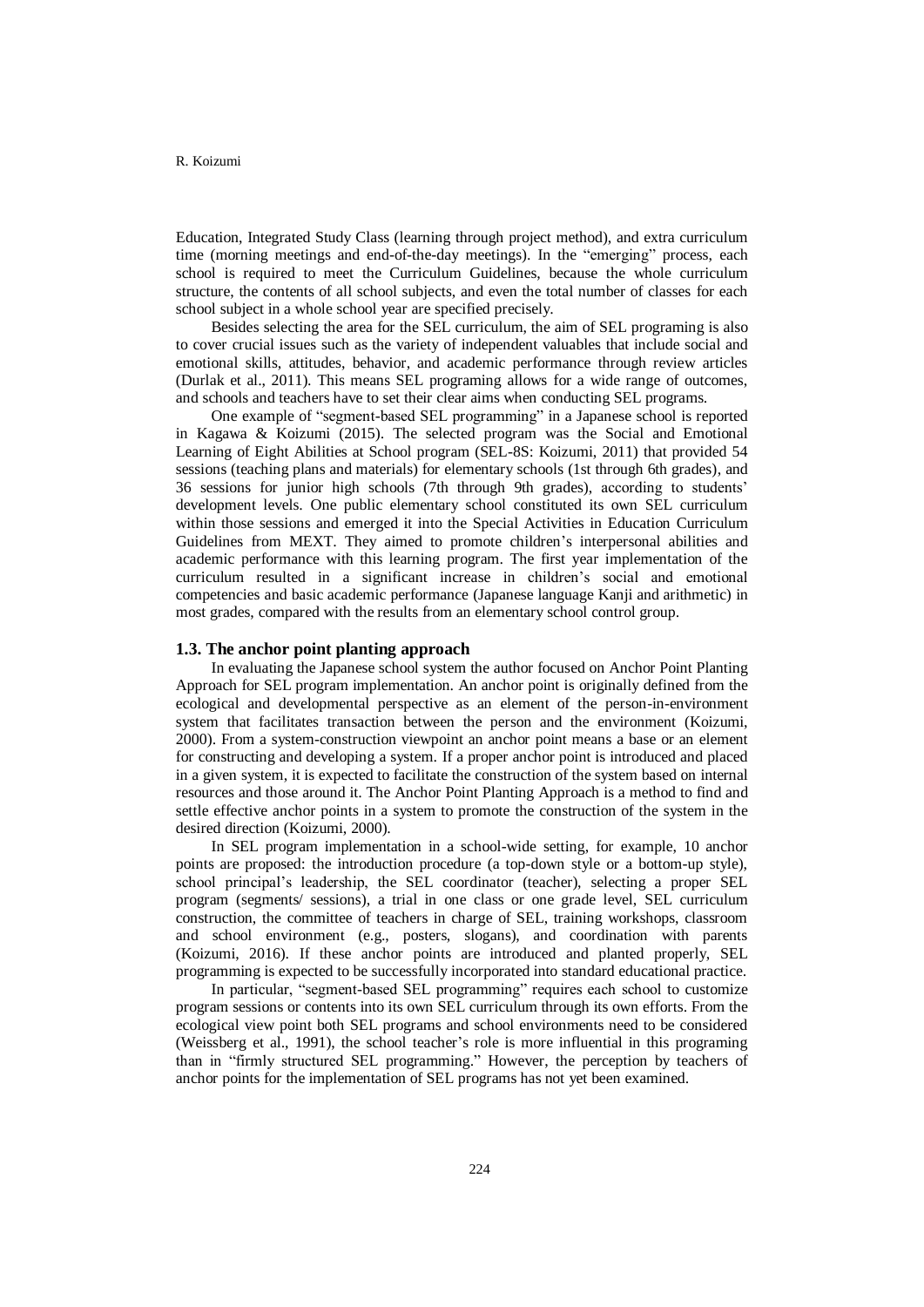Education, Integrated Study Class (learning through project method), and extra curriculum time (morning meetings and end-of-the-day meetings). In the "emerging" process, each school is required to meet the Curriculum Guidelines, because the whole curriculum structure, the contents of all school subjects, and even the total number of classes for each school subject in a whole school year are specified precisely.

Besides selecting the area for the SEL curriculum, the aim of SEL programing is also to cover crucial issues such as the variety of independent valuables that include social and emotional skills, attitudes, behavior, and academic performance through review articles (Durlak et al., 2011). This means SEL programing allows for a wide range of outcomes, and schools and teachers have to set their clear aims when conducting SEL programs.

One example of "segment-based SEL programming" in a Japanese school is reported in Kagawa & Koizumi (2015). The selected program was the Social and Emotional Learning of Eight Abilities at School program (SEL-8S: Koizumi, 2011) that provided 54 sessions (teaching plans and materials) for elementary schools (1st through 6th grades), and 36 sessions for junior high schools (7th through 9th grades), according to students' development levels. One public elementary school constituted its own SEL curriculum within those sessions and emerged it into the Special Activities in Education Curriculum Guidelines from MEXT. They aimed to promote children's interpersonal abilities and academic performance with this learning program. The first year implementation of the curriculum resulted in a significant increase in children's social and emotional competencies and basic academic performance (Japanese language Kanji and arithmetic) in most grades, compared with the results from an elementary school control group.

### 1.3. The anchor point planting approach

In evaluating the Japanese school system the author focused on Anchor Point Planting Approach for SEL program implementation. An anchor point is originally defined from the ecological and developmental perspective as an element of the person-in-environment system that facilitates transaction between the person and the environment (Koizumi, 2000). From a system-construction viewpoint an anchor point means a base or an element for constructing and developing a system. If a proper anchor point is introduced and placed in a given system, it is expected to facilitate the construction of the system based on internal resources and those around it. The Anchor Point Planting Approach is a method to find and settle effective anchor points in a system to promote the construction of the system in the desired direction (Koizumi, 2000).

In SEL program implementation in a school-wide setting, for example, 10 anchor points are proposed: the introduction procedure (a top-down style or a bottom-up style), school principal's leadership, the SEL coordinator (teacher), selecting a proper SEL program (segments/ sessions), a trial in one class or one grade level, SEL curriculum construction, the committee of teachers in charge of SEL, training workshops, classroom and school environment (e.g., posters, slogans), and coordination with parents (Koizumi, 2016). If these anchor points are introduced and planted properly, SEL programming is expected to be successfully incorporated into standard educational practice.

In particular, "segment-based SEL programming" requires each school to customize program sessions or contents into its own SEL curriculum through its own efforts. From the ecological view point both SEL programs and school environments need to be considered (Weissberg et al., 1991), the school teacher's role is more influential in this programing than in "firmly structured SEL programming." However, the perception by teachers of anchor points for the implementation of SEL programs has not yet been examined.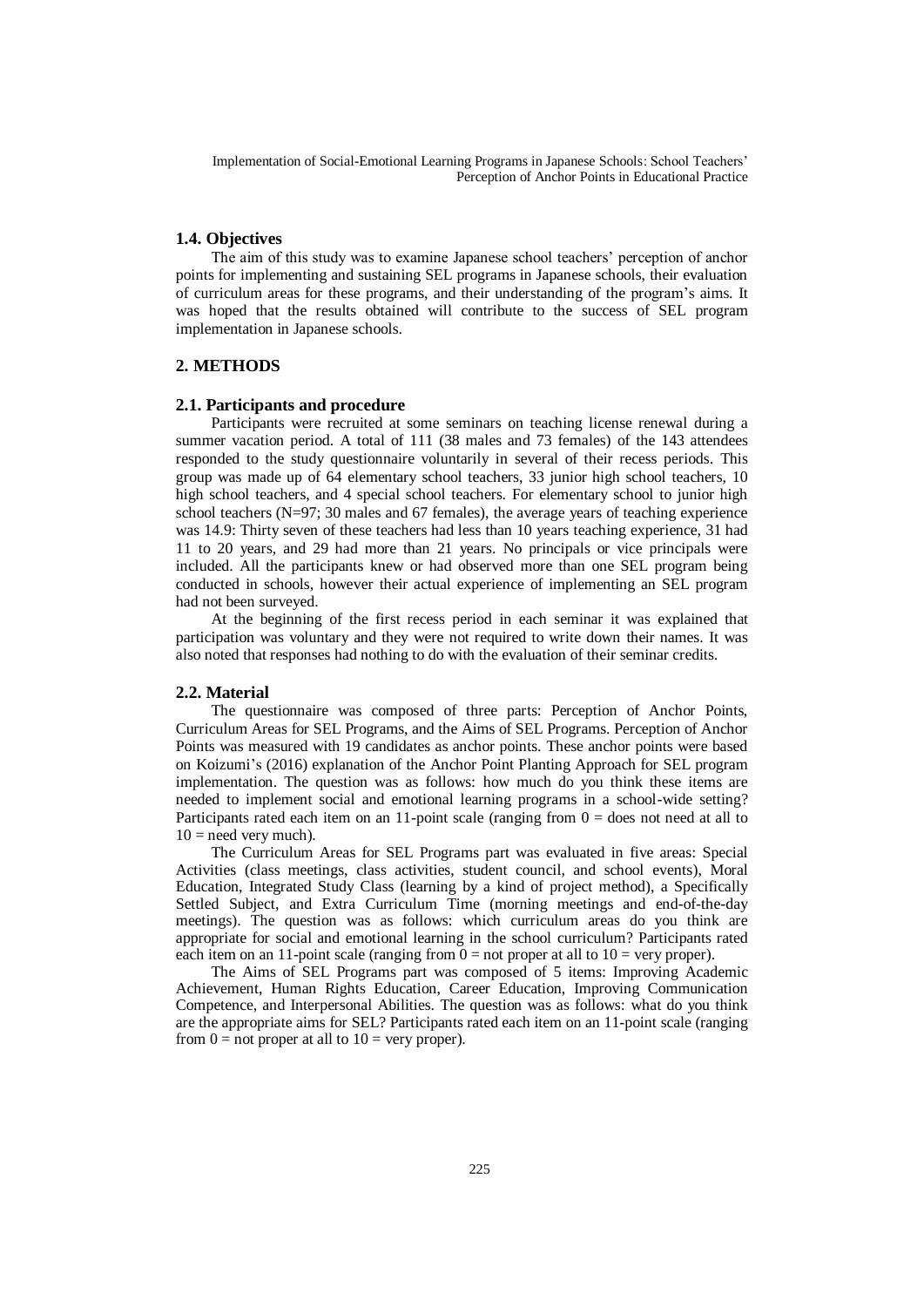### 1.4. Objectives

The aim of this study was to examine Japanese school teachers' perception of anchor points for implementing and sustaining SEL programs in Japanese schools, their evaluation of curriculum areas for these programs, and their understanding of the program's aims. It was hoped that the results obtained will contribute to the success of SEL program implementation in Japanese schools.

## 2. METHODS

### 2.1. Participants and procedure

Participants were recruited at some seminars on teaching license renewal during a summer vacation period. A total of 111 (38 males and 73 females) of the 143 attendees responded to the study questionnaire voluntarily in several of their recess periods. This group was made up of 64 elementary school teachers, 33 junior high school teachers, 10 high school teachers, and 4 special school teachers. For elementary school to junior high school teachers (N=97; 30 males and 67 females), the average years of teaching experience was 14.9: Thirty seven of these teachers had less than 10 years teaching experience, 31 had 11 to 20 years, and 29 had more than 21 years. No principals or vice principals were included. All the participants knew or had observed more than one SEL program being conducted in schools, however their actual experience of implementing an SEL program had not been surveyed.

At the beginning of the first recess period in each seminar it was explained that participation was voluntary and they were not required to write down their names. It was also noted that responses had nothing to do with the evaluation of their seminar credits.

### 2.2. Material

The questionnaire was composed of three parts: Perception of Anchor Points, Curriculum Areas for SEL Programs, and the Aims of SEL Programs. Perception of Anchor Points was measured with 19 candidates as anchor points. These anchor points were based on Koizumi's (2016) explanation of the Anchor Point Planting Approach for SEL program implementation. The question was as follows: how much do you think these items are needed to implement social and emotional learning programs in a school-wide setting? Participants rated each item on an 11-point scale (ranging from 0 = does not need at all to 10 = need very much).

The Curriculum Areas for SEL Programs part was evaluated in five areas: Special Activities (class meetings, class activities, student council, and school events), Moral Education, Integrated Study Class (learning by a kind of project method), a Specifically Settled Subject, and Extra Curriculum Time (morning meetings and end-of-the-day meetings). The question was as follows: which curriculum areas do you think are appropriate for social and emotional learning in the school curriculum? Participants rated each item on an 11-point scale (ranging from 0 = not proper at all to 10 = very proper).

The Aims of SEL Programs part was composed of 5 items: Improving Academic Achievement, Human Rights Education, Career Education, Improving Communication Competence, and Interpersonal Abilities. The question was as follows: what do you think are the appropriate aims for SEL? Participants rated each item on an 11-point scale (ranging from 0 = not proper at all to 10 = very proper).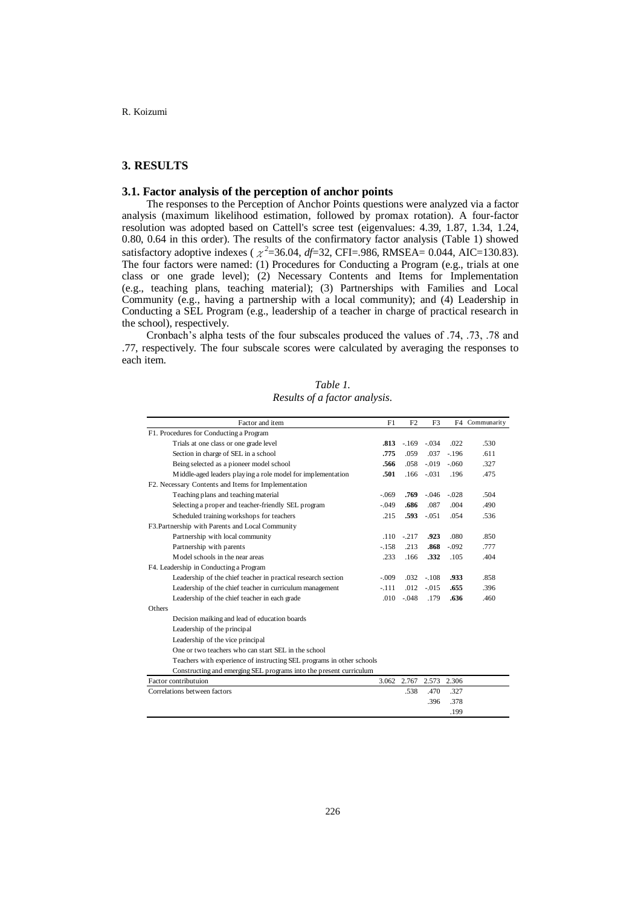## 3. RESULTS

### 3.1. Factor analysis of the perception of anchor points

The responses to the Perception of Anchor Points questions were analyzed via a factor analysis (maximum likelihood estimation, followed by promax rotation). A four-factor resolution was adopted based on Cattell's scree test (eigenvalues: 4.39, 1.87, 1.34, 1.24, 0.80, 0.64 in this order). The results of the confirmatory factor analysis (Table 1) showed satisfactory adoptive indexes ( $\chi^2$=36.04, *df*=32, CFI=.986, RMSEA= 0.044, AIC=130.83). The four factors were named: (1) Procedures for Conducting a Program (e.g., trials at one class or one grade level); (2) Necessary Contents and Items for Implementation (e.g., teaching plans, teaching material); (3) Partnerships with Families and Local Community (e.g., having a partnership with a local community); and (4) Leadership in Conducting a SEL Program (e.g., leadership of a teacher in charge of practical research in the school), respectively.

Cronbach's alpha tests of the four subscales produced the values of .74, .73, .78 and .77, respectively. The four subscale scores were calculated by averaging the responses to each item.

*Table 1.*
*Results of a factor analysis.*

| Factor and item | F1 | F2 | F3 | F4 | Communarity |
|---|---|---|---|---|---|
| F1. Procedures for Conducting a Program | | | | | |
| Trials at one class or one grade level | **.813** | -.169 | -.034 | .022 | .530 |
| Section in charge of SEL in a school | **.775** | .059 | .037 | -.196 | .611 |
| Being selected as a pioneer model school | **.566** | .058 | -.019 | -.060 | .327 |
| Middle-aged leaders playing a role model for implementation | **.501** | .166 | -.031 | .196 | .475 |
| F2. Necessary Contents and Items for Implementation | | | | | |
| Teaching plans and teaching material | -.069 | **.769** | -.046 | -.028 | .504 |
| Selecting a proper and teacher-friendly SEL program | -.049 | **.686** | .087 | .004 | .490 |
| Scheduled training workshops for teachers | .215 | **.593** | -.051 | .054 | .536 |
| F3.Partnership with Parents and Local Community | | | | | |
| Partnership with local community | .110 | -.217 | **.923** | .080 | .850 |
| Partnership with parents | -.158 | .213 | **.868** | -.092 | .777 |
| Model schools in the near areas | .233 | .166 | **.332** | .105 | .404 |
| F4. Leadership in Conducting a Program | | | | | |
| Leadership of the chief teacher in practical research section | -.009 | .032 | -.108 | **.933** | .858 |
| Leadership of the chief teacher in curriculum management | -.111 | .012 | -.015 | **.655** | .396 |
| Leadership of the chief teacher in each grade | .010 | -.048 | .179 | **.636** | .460 |
| Others | | | | | |
| Decision maiking and lead of education boards | | | | | |
| Leadership of the principal | | | | | |
| Leadership of the vice principal | | | | | |
| One or two teachers who can start SEL in the school | | | | | |
| Teachers with experience of instructing SEL programs in other schools | | | | | |
| Constructing and emerging SEL programs into the present curriculum | | | | | |
| Factor contributuion | 3.062 | 2.767 | 2.573 | 2.306 | |
| Correlations between factors | | .538 | .470 | .327 | |
| | | | .396 | .378 | |
| | | | | .199 | |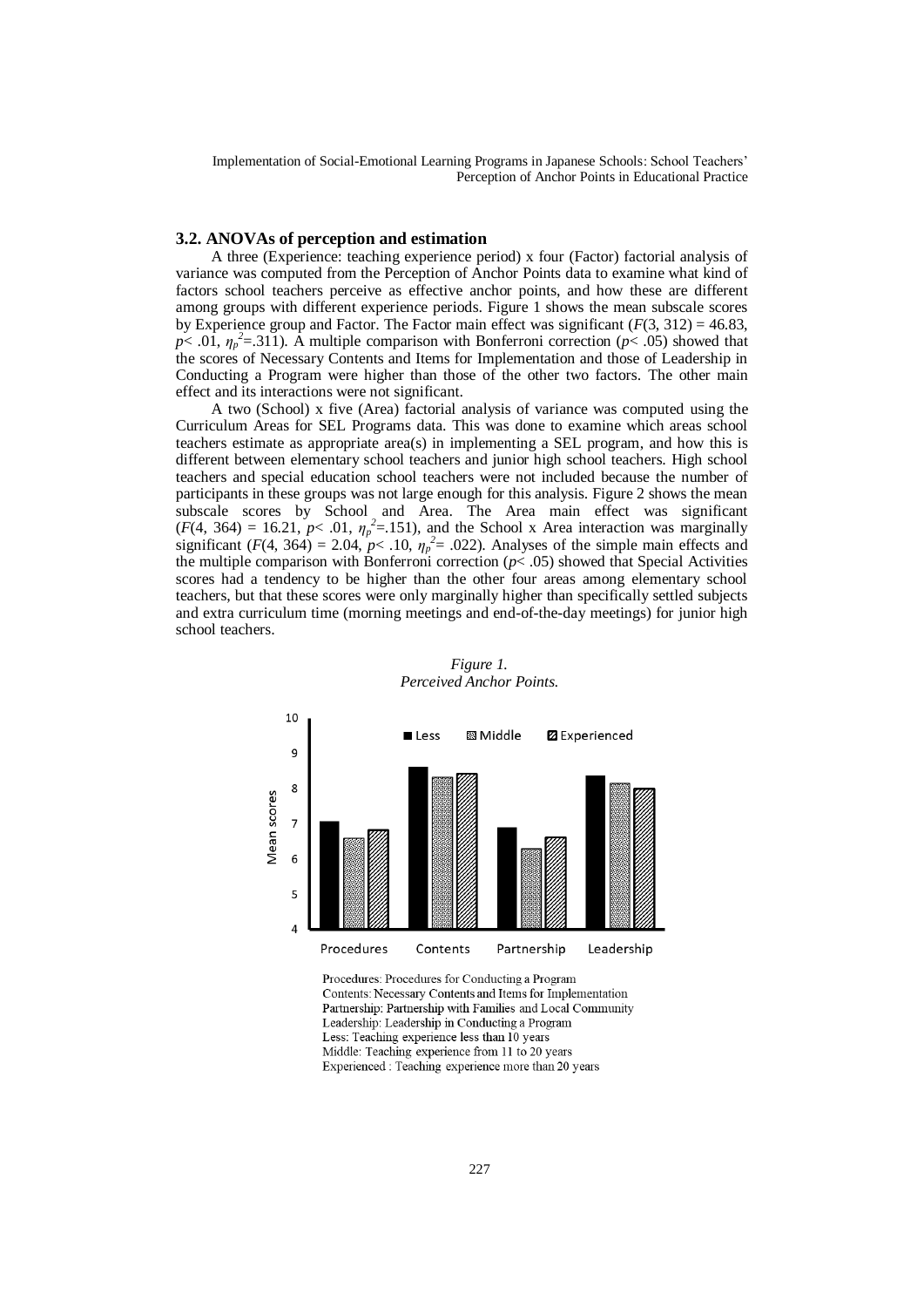### 3.2. ANOVAs of perception and estimation

A three (Experience: teaching experience period) x four (Factor) factorial analysis of variance was computed from the Perception of Anchor Points data to examine what kind of factors school teachers perceive as effective anchor points, and how these are different among groups with different experience periods. Figure 1 shows the mean subscale scores by Experience group and Factor. The Factor main effect was significant ($F(3, 312) = 46.83$, $p < .01$, $\eta_p^2 = .311$). A multiple comparison with Bonferroni correction ($p < .05$) showed that the scores of Necessary Contents and Items for Implementation and those of Leadership in Conducting a Program were higher than those of the other two factors. The other main effect and its interactions were not significant.

A two (School) x five (Area) factorial analysis of variance was computed using the Curriculum Areas for SEL Programs data. This was done to examine which areas school teachers estimate as appropriate area(s) in implementing a SEL program, and how this is different between elementary school teachers and junior high school teachers. High school teachers and special education school teachers were not included because the number of participants in these groups was not large enough for this analysis. Figure 2 shows the mean subscale scores by School and Area. The Area main effect was significant ($F(4, 364) = 16.21$, $p < .01$, $\eta_p^2 = .151$), and the School x Area interaction was marginally significant ($F(4, 364) = 2.04$, $p < .10$, $\eta_p^2 = .022$). Analyses of the simple main effects and the multiple comparison with Bonferroni correction ($p < .05$) showed that Special Activities scores had a tendency to be higher than the other four areas among elementary school teachers, but that these scores were only marginally higher than specifically settled subjects and extra curriculum time (morning meetings and end-of-the-day meetings) for junior high school teachers.

*Figure 1.*
*Perceived Anchor Points.*

Procedures: Procedures for Conducting a Program
Contents: Necessary Contents and Items for Implementation
Partnership: Partnership with Families and Local Community
Leadership: Leadership in Conducting a Program
Less: Teaching experience less than 10 years
Middle: Teaching experience from 11 to 20 years
Experienced : Teaching experience more than 20 years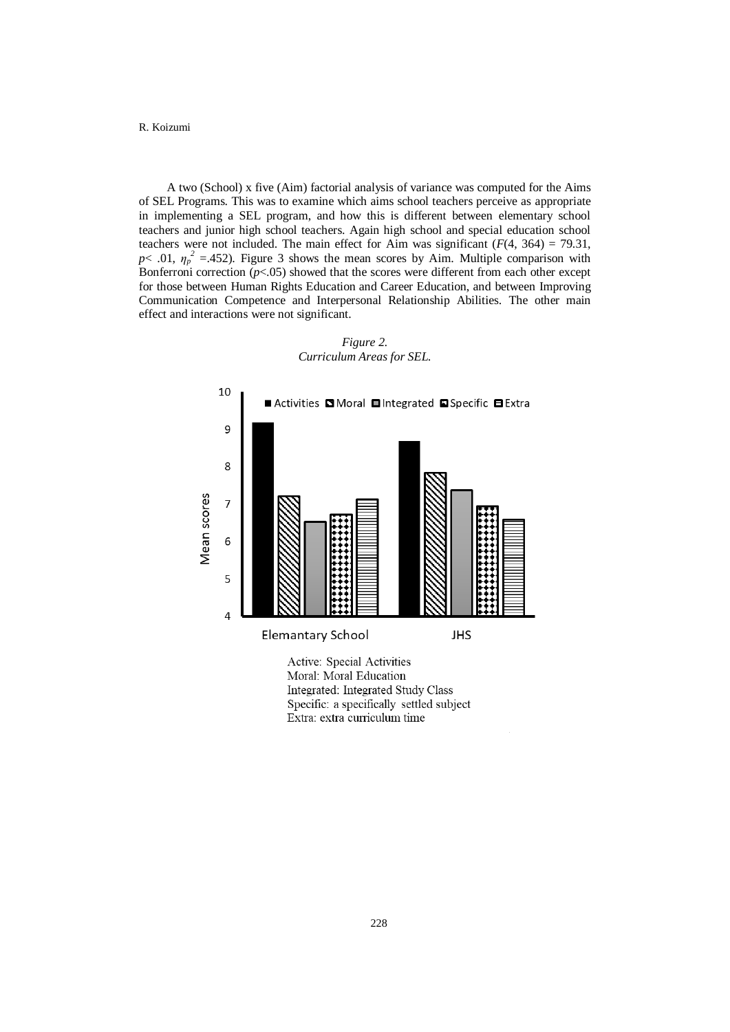A two (School) x five (Aim) factorial analysis of variance was computed for the Aims of SEL Programs. This was to examine which aims school teachers perceive as appropriate in implementing a SEL program, and how this is different between elementary school teachers and junior high school teachers. Again high school and special education school teachers were not included. The main effect for Aim was significant ($F$(4, 364) = 79.31, $p$< .01, $\eta_p^2$ =.452). Figure 3 shows the mean scores by Aim. Multiple comparison with Bonferroni correction ($p$<.05) showed that the scores were different from each other except for those between Human Rights Education and Career Education, and between Improving Communication Competence and Interpersonal Relationship Abilities. The other main effect and interactions were not significant.

*Figure 2.*
*Curriculum Areas for SEL.*

Active: Special Activities
Moral: Moral Education
Integrated: Integrated Study Class
Specific: a specifically settled subject
Extra: extra curriculum time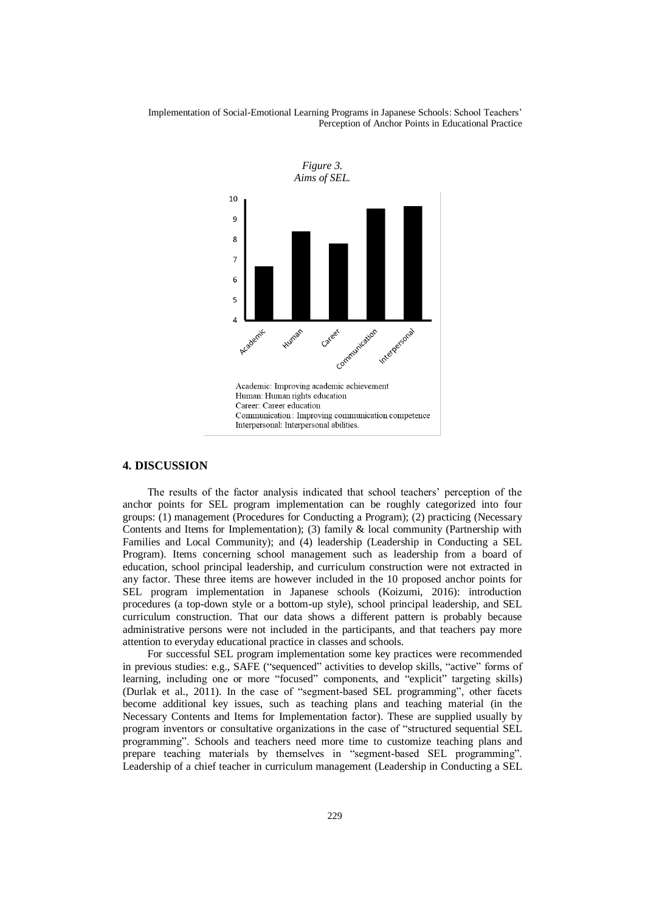*Figure 3.*
*Aims of SEL.*

Academic: Improving academic achievement
Human: Human rights education
Career: Career education
Communication: Improving communication competence
Interpersonal: Interpersonal abilities.

## 4. DISCUSSION

The results of the factor analysis indicated that school teachers' perception of the anchor points for SEL program implementation can be roughly categorized into four groups: (1) management (Procedures for Conducting a Program); (2) practicing (Necessary Contents and Items for Implementation); (3) family & local community (Partnership with Families and Local Community); and (4) leadership (Leadership in Conducting a SEL Program). Items concerning school management such as leadership from a board of education, school principal leadership, and curriculum construction were not extracted in any factor. These three items are however included in the 10 proposed anchor points for SEL program implementation in Japanese schools (Koizumi, 2016): introduction procedures (a top-down style or a bottom-up style), school principal leadership, and SEL curriculum construction. That our data shows a different pattern is probably because administrative persons were not included in the participants, and that teachers pay more attention to everyday educational practice in classes and schools.

For successful SEL program implementation some key practices were recommended in previous studies: e.g., SAFE ("sequenced" activities to develop skills, "active" forms of learning, including one or more "focused" components, and "explicit" targeting skills) (Durlak et al., 2011). In the case of "segment-based SEL programming", other facets become additional key issues, such as teaching plans and teaching material (in the Necessary Contents and Items for Implementation factor). These are supplied usually by program inventors or consultative organizations in the case of "structured sequential SEL programming". Schools and teachers need more time to customize teaching plans and prepare teaching materials by themselves in "segment-based SEL programming". Leadership of a chief teacher in curriculum management (Leadership in Conducting a SEL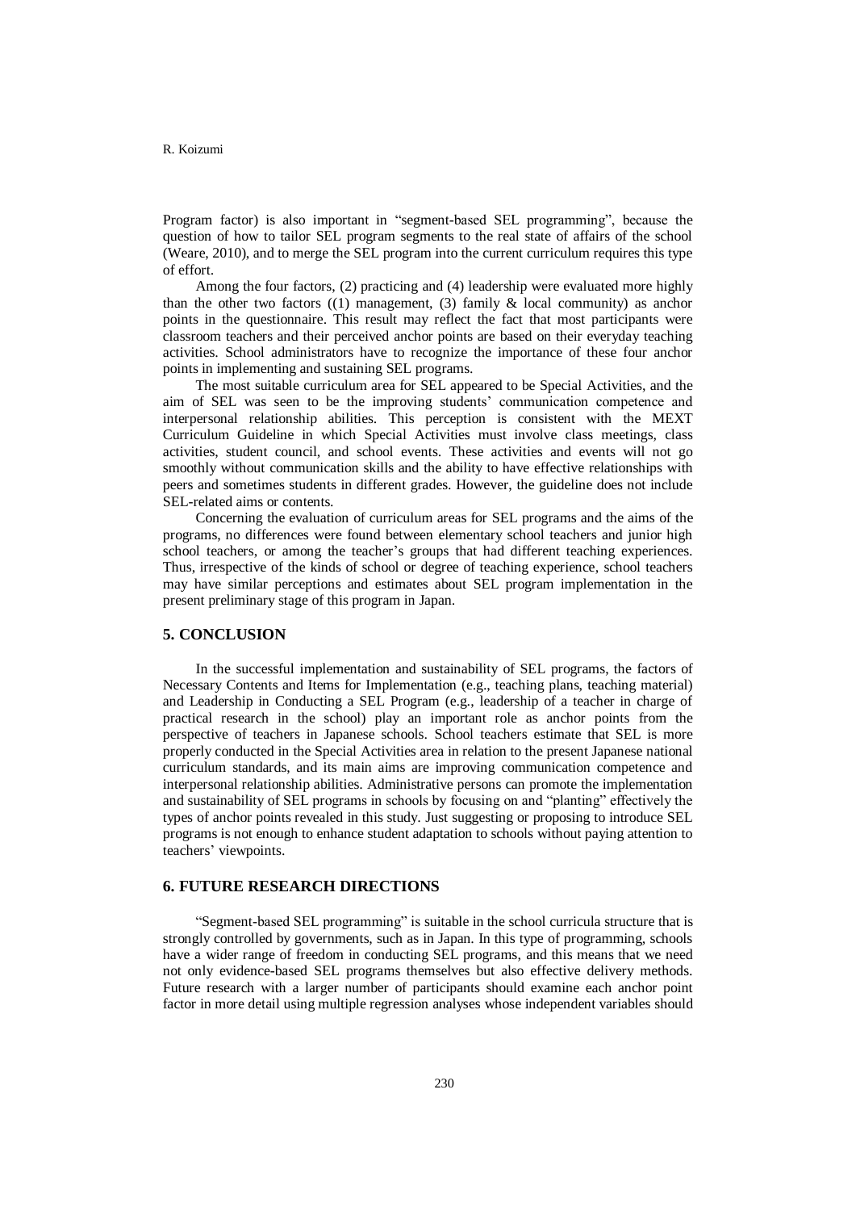Program factor) is also important in "segment-based SEL programming", because the question of how to tailor SEL program segments to the real state of affairs of the school (Weare, 2010), and to merge the SEL program into the current curriculum requires this type of effort.

Among the four factors, (2) practicing and (4) leadership were evaluated more highly than the other two factors ((1) management, (3) family & local community) as anchor points in the questionnaire. This result may reflect the fact that most participants were classroom teachers and their perceived anchor points are based on their everyday teaching activities. School administrators have to recognize the importance of these four anchor points in implementing and sustaining SEL programs.

The most suitable curriculum area for SEL appeared to be Special Activities, and the aim of SEL was seen to be the improving students' communication competence and interpersonal relationship abilities. This perception is consistent with the MEXT Curriculum Guideline in which Special Activities must involve class meetings, class activities, student council, and school events. These activities and events will not go smoothly without communication skills and the ability to have effective relationships with peers and sometimes students in different grades. However, the guideline does not include SEL-related aims or contents.

Concerning the evaluation of curriculum areas for SEL programs and the aims of the programs, no differences were found between elementary school teachers and junior high school teachers, or among the teacher's groups that had different teaching experiences. Thus, irrespective of the kinds of school or degree of teaching experience, school teachers may have similar perceptions and estimates about SEL program implementation in the present preliminary stage of this program in Japan.

## 5. CONCLUSION

In the successful implementation and sustainability of SEL programs, the factors of Necessary Contents and Items for Implementation (e.g., teaching plans, teaching material) and Leadership in Conducting a SEL Program (e.g., leadership of a teacher in charge of practical research in the school) play an important role as anchor points from the perspective of teachers in Japanese schools. School teachers estimate that SEL is more properly conducted in the Special Activities area in relation to the present Japanese national curriculum standards, and its main aims are improving communication competence and interpersonal relationship abilities. Administrative persons can promote the implementation and sustainability of SEL programs in schools by focusing on and "planting" effectively the types of anchor points revealed in this study. Just suggesting or proposing to introduce SEL programs is not enough to enhance student adaptation to schools without paying attention to teachers' viewpoints.

## 6. FUTURE RESEARCH DIRECTIONS

"Segment-based SEL programming" is suitable in the school curricula structure that is strongly controlled by governments, such as in Japan. In this type of programming, schools have a wider range of freedom in conducting SEL programs, and this means that we need not only evidence-based SEL programs themselves but also effective delivery methods. Future research with a larger number of participants should examine each anchor point factor in more detail using multiple regression analyses whose independent variables should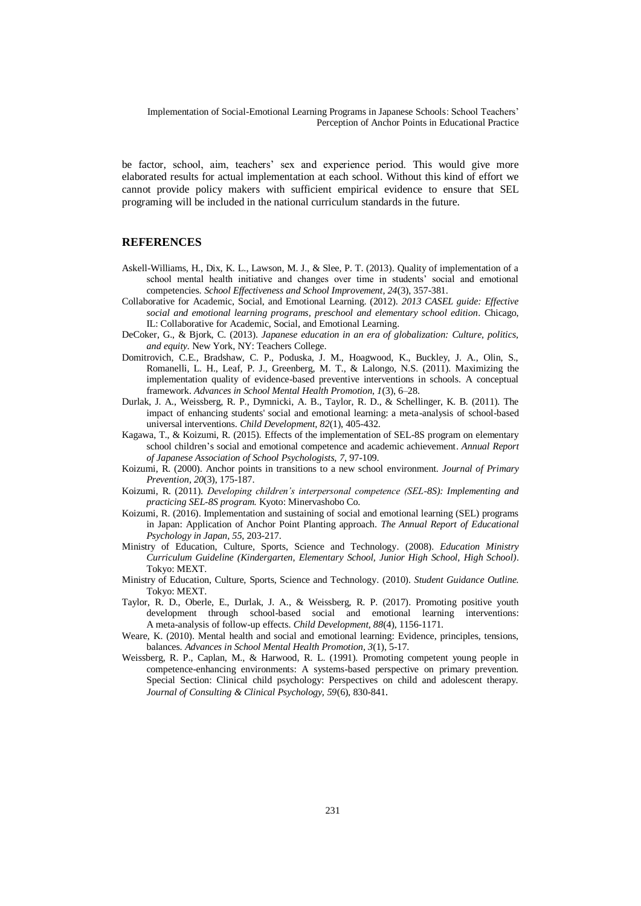be factor, school, aim, teachers' sex and experience period. This would give more elaborated results for actual implementation at each school. Without this kind of effort we cannot provide policy makers with sufficient empirical evidence to ensure that SEL programing will be included in the national curriculum standards in the future.

## REFERENCES

Askell-Williams, H., Dix, K. L., Lawson, M. J., & Slee, P. T. (2013). Quality of implementation of a school mental health initiative and changes over time in students' social and emotional competencies. *School Effectiveness and School Improvement, 24*(3), 357-381.

Collaborative for Academic, Social, and Emotional Learning. (2012). *2013 CASEL guide: Effective social and emotional learning programs, preschool and elementary school edition*. Chicago, IL: Collaborative for Academic, Social, and Emotional Learning.

DeCoker, G., & Bjork, C. (2013). *Japanese education in an era of globalization: Culture, politics, and equity.* New York, NY: Teachers College.

Domitrovich, C.E., Bradshaw, C. P., Poduska, J. M., Hoagwood, K., Buckley, J. A., Olin, S., Romanelli, L. H., Leaf, P. J., Greenberg, M. T., & Lalongo, N.S. (2011). Maximizing the implementation quality of evidence-based preventive interventions in schools. A conceptual framework. *Advances in School Mental Health Promotion, 1*(3), 6–28.

Durlak, J. A., Weissberg, R. P., Dymnicki, A. B., Taylor, R. D., & Schellinger, K. B. (2011). The impact of enhancing students' social and emotional learning: a meta-analysis of school-based universal interventions. *Child Development, 82*(1), 405-432.

Kagawa, T., & Koizumi, R. (2015). Effects of the implementation of SEL-8S program on elementary school children's social and emotional competence and academic achievement. *Annual Report of Japanese Association of School Psychologists, 7*, 97-109.

Koizumi, R. (2000). Anchor points in transitions to a new school environment. *Journal of Primary Prevention, 20*(3), 175-187.

Koizumi, R. (2011). *Developing children's interpersonal competence (SEL-8S): Implementing and practicing SEL-8S program.* Kyoto: Minervashobo Co.

Koizumi, R. (2016). Implementation and sustaining of social and emotional learning (SEL) programs in Japan: Application of Anchor Point Planting approach. *The Annual Report of Educational Psychology in Japan, 55*, 203-217.

Ministry of Education, Culture, Sports, Science and Technology. (2008). *Education Ministry Curriculum Guideline (Kindergarten, Elementary School, Junior High School, High School)*. Tokyo: MEXT.

Ministry of Education, Culture, Sports, Science and Technology. (2010). *Student Guidance Outline.* Tokyo: MEXT.

Taylor, R. D., Oberle, E., Durlak, J. A., & Weissberg, R. P. (2017). Promoting positive youth development through school-based social and emotional learning interventions: A meta-analysis of follow-up effects. *Child Development, 88*(4), 1156-1171.

Weare, K. (2010). Mental health and social and emotional learning: Evidence, principles, tensions, balances. *Advances in School Mental Health Promotion, 3*(1), 5-17.

Weissberg, R. P., Caplan, M., & Harwood, R. L. (1991). Promoting competent young people in competence-enhancing environments: A systems-based perspective on primary prevention. Special Section: Clinical child psychology: Perspectives on child and adolescent therapy. *Journal of Consulting & Clinical Psychology, 59*(6), 830-841.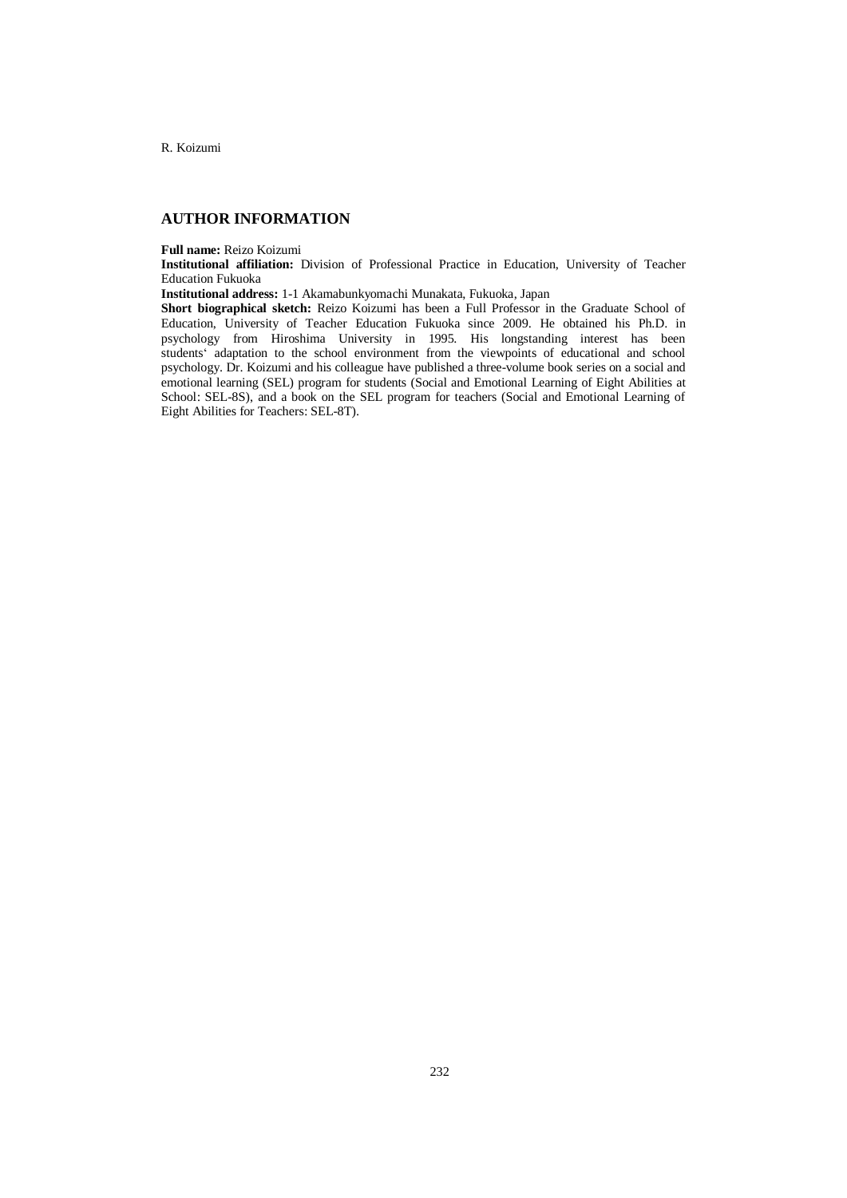## AUTHOR INFORMATION

**Full name:** Reizo Koizumi

**Institutional affiliation:** Division of Professional Practice in Education, University of Teacher Education Fukuoka

**Institutional address:** 1-1 Akamabunkyomachi Munakata, Fukuoka, Japan

**Short biographical sketch:** Reizo Koizumi has been a Full Professor in the Graduate School of Education, University of Teacher Education Fukuoka since 2009. He obtained his Ph.D. in psychology from Hiroshima University in 1995. His longstanding interest has been students' adaptation to the school environment from the viewpoints of educational and school psychology. Dr. Koizumi and his colleague have published a three-volume book series on a social and emotional learning (SEL) program for students (Social and Emotional Learning of Eight Abilities at School: SEL-8S), and a book on the SEL program for teachers (Social and Emotional Learning of Eight Abilities for Teachers: SEL-8T).